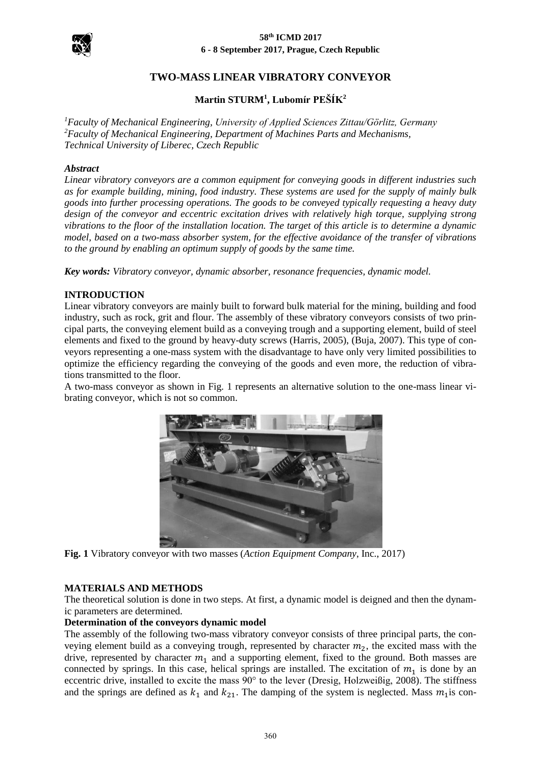# TWO-MASS LINEAR VIBRATORY CONVEYOR

**Martin STURM[1], Lubomír PEŠÍK[2]**

*[1]Faculty of Mechanical Engineering, University of Applied Sciences Zittau/Görlitz, Germany*
*[2]Faculty of Mechanical Engineering, Department of Machines Parts and Mechanisms, Technical University of Liberec, Czech Republic*

***Abstract***

*Linear vibratory conveyors are a common equipment for conveying goods in different industries such as for example building, mining, food industry. These systems are used for the supply of mainly bulk goods into further processing operations. The goods to be conveyed typically requesting a heavy duty design of the conveyor and eccentric excitation drives with relatively high torque, supplying strong vibrations to the floor of the installation location. The target of this article is to determine a dynamic model, based on a two-mass absorber system, for the effective avoidance of the transfer of vibrations to the ground by enabling an optimum supply of goods by the same time.*

***Key words:*** *Vibratory conveyor, dynamic absorber, resonance frequencies, dynamic model.*

## INTRODUCTION

Linear vibratory conveyors are mainly built to forward bulk material for the mining, building and food industry, such as rock, grit and flour. The assembly of these vibratory conveyors consists of two principal parts, the conveying element build as a conveying trough and a supporting element, build of steel elements and fixed to the ground by heavy-duty screws (Harris, 2005), (Buja, 2007). This type of conveyors representing a one-mass system with the disadvantage to have only very limited possibilities to optimize the efficiency regarding the conveying of the goods and even more, the reduction of vibrations transmitted to the floor.

A two-mass conveyor as shown in Fig. 1 represents an alternative solution to the one-mass linear vibrating conveyor, which is not so common.

**Fig. 1** Vibratory conveyor with two masses (*Action Equipment Company*, Inc., 2017)

## MATERIALS AND METHODS

The theoretical solution is done in two steps. At first, a dynamic model is deigned and then the dynamic parameters are determined.

### Determination of the conveyors dynamic model

The assembly of the following two-mass vibratory conveyor consists of three principal parts, the conveying element build as a conveying trough, represented by character $m_2$, the excited mass with the drive, represented by character $m_1$ and a supporting element, fixed to the ground. Both masses are connected by springs. In this case, helical springs are installed. The excitation of $m_1$ is done by an eccentric drive, installed to excite the mass 90° to the lever (Dresig, Holzweißig, 2008). The stiffness and the springs are defined as $k_1$ and $k_{21}$. The damping of the system is neglected. Mass $m_1$is con-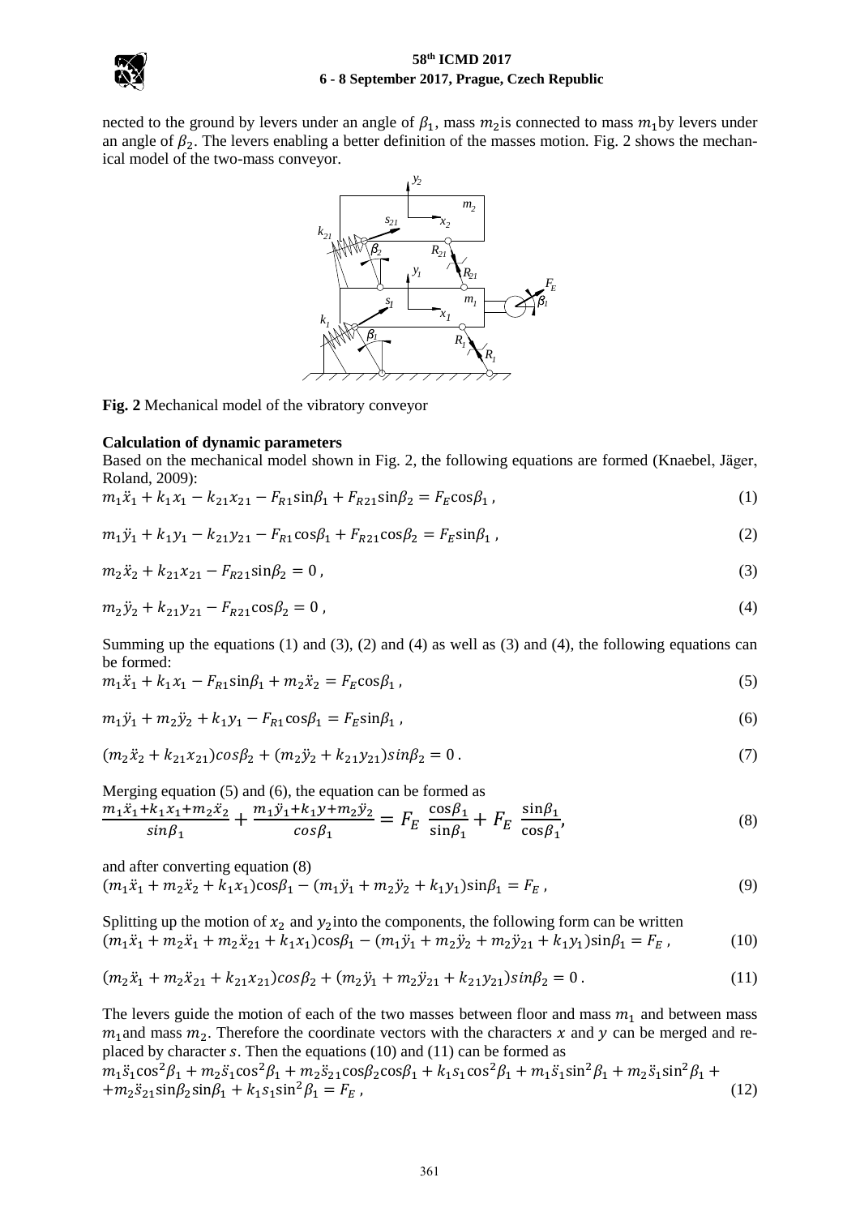nected to the ground by levers under an angle of $\beta_1$, mass $m_2$ is connected to mass $m_1$ by levers under an angle of $\beta_2$. The levers enabling a better definition of the masses motion. Fig. 2 shows the mechanical model of the two-mass conveyor.

**Fig. 2** Mechanical model of the vibratory conveyor

**Calculation of dynamic parameters**

Based on the mechanical model shown in Fig. 2, the following equations are formed (Knaebel, Jäger, Roland, 2009):

$$m_1\ddot{x}_1 + k_1 x_1 - k_{21}x_{21} - F_{R1}\sin\beta_1 + F_{R21}\sin\beta_2 = F_E\cos\beta_1 \,, \tag{1}$$

$$m_1\ddot{y}_1 + k_1 y_1 - k_{21}y_{21} - F_{R1}\cos\beta_1 + F_{R21}\cos\beta_2 = F_E\sin\beta_1 \,, \tag{2}$$

$$m_2\ddot{x}_2 + k_{21}x_{21} - F_{R21}\sin\beta_2 = 0 \,, \tag{3}$$

$$m_2\ddot{y}_2 + k_{21}y_{21} - F_{R21}\cos\beta_2 = 0 \,, \tag{4}$$

Summing up the equations (1) and (3), (2) and (4) as well as (3) and (4), the following equations can be formed:

$$m_1\ddot{x}_1 + k_1 x_1 - F_{R1}\sin\beta_1 + m_2\ddot{x}_2 = F_E\cos\beta_1 \,, \tag{5}$$

$$m_1\ddot{y}_1 + m_2\ddot{y}_2 + k_1 y_1 - F_{R1}\cos\beta_1 = F_E\sin\beta_1 \,, \tag{6}$$

$$(m_2\ddot{x}_2 + k_{21}x_{21})cos\beta_2 + (m_2\ddot{y}_2 + k_{21}y_{21})sin\beta_2 = 0 \,. \tag{7}$$

Merging equation (5) and (6), the equation can be formed as

$$\frac{m_1\ddot{x}_1 + k_1 x_1 + m_2\ddot{x}_2}{sin\beta_1} + \frac{m_1\ddot{y}_1 + k_1 y + m_2\ddot{y}_2}{cos\beta_1} = F_E\,\frac{\cos\beta_1}{\sin\beta_1} + F_E\,\frac{\sin\beta_1}{\cos\beta_1}, \tag{8}$$

and after converting equation (8)

$$(m_1\ddot{x}_1 + m_2\ddot{x}_2 + k_1 x_1)\cos\beta_1 - (m_1\ddot{y}_1 + m_2\ddot{y}_2 + k_1 y_1)\sin\beta_1 = F_E \,, \tag{9}$$

Splitting up the motion of $x_2$ and $y_2$ into the components, the following form can be written

$$(m_1\ddot{x}_1 + m_2\ddot{x}_1 + m_2\ddot{x}_{21} + k_1 x_1)\cos\beta_1 - (m_1\ddot{y}_1 + m_2\ddot{y}_2 + m_2\ddot{y}_{21} + k_1 y_1)\sin\beta_1 = F_E \,, \tag{10}$$

$$(m_2\ddot{x}_1 + m_2\ddot{x}_{21} + k_{21}x_{21})cos\beta_2 + (m_2\ddot{y}_1 + m_2\ddot{y}_{21} + k_{21}y_{21})sin\beta_2 = 0 \,. \tag{11}$$

The levers guide the motion of each of the two masses between floor and mass $m_1$ and between mass $m_1$ and mass $m_2$. Therefore the coordinate vectors with the characters $x$ and $y$ can be merged and replaced by character $s$. Then the equations (10) and (11) can be formed as

$$m_1\ddot{s}_1\cos^2\beta_1 + m_2\ddot{s}_1\cos^2\beta_1 + m_2\ddot{s}_{21}\cos\beta_2\cos\beta_1 + k_1 s_1\cos^2\beta_1 + m_1\ddot{s}_1\sin^2\beta_1 + m_2\ddot{s}_1\sin^2\beta_1 + \\ + m_2\ddot{s}_{21}\sin\beta_2\sin\beta_1 + k_1 s_1\sin^2\beta_1 = F_E \,, \tag{12}$$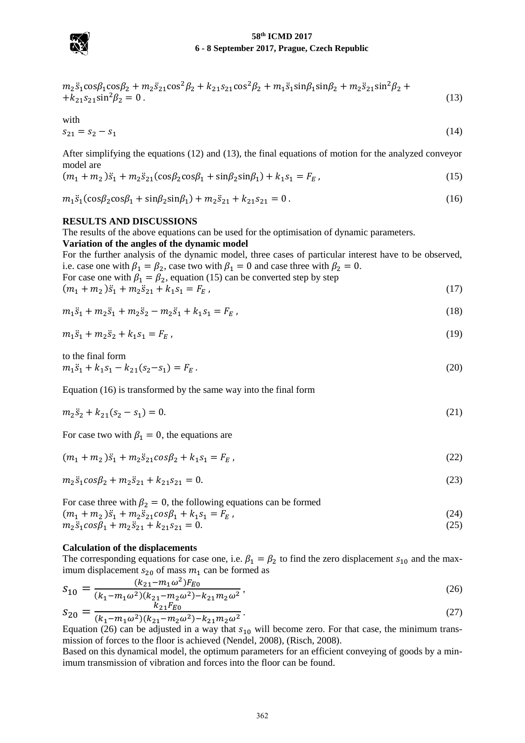$$m_2\ddot{s}_1\cos\beta_1\cos\beta_2 + m_2\ddot{s}_{21}\cos^2\beta_2 + k_{21}s_{21}\cos^2\beta_2 + m_1\ddot{s}_1\sin\beta_1\sin\beta_2 + m_2\ddot{s}_{21}\sin^2\beta_2 + \\ +k_{21}s_{21}\sin^2\beta_2 = 0\,. \tag{13}$$

with

$$s_{21} = s_2 - s_1 \tag{14}$$

After simplifying the equations (12) and (13), the final equations of motion for the analyzed conveyor model are

$$(m_1 + m_2)\ddot{s}_1 + m_2\ddot{s}_{21}(\cos\beta_2\cos\beta_1 + \sin\beta_2\sin\beta_1) + k_1 s_1 = F_E\,, \tag{15}$$

$$m_1\ddot{s}_1(\cos\beta_2\cos\beta_1 + \sin\beta_2\sin\beta_1) + m_2\ddot{s}_{21} + k_{21}s_{21} = 0\,. \tag{16}$$

## RESULTS AND DISCUSSIONS

The results of the above equations can be used for the optimisation of dynamic parameters.

### Variation of the angles of the dynamic model

For the further analysis of the dynamic model, three cases of particular interest have to be observed, i.e. case one with $\beta_1 = \beta_2$, case two with $\beta_1 = 0$ and case three with $\beta_2 = 0$.

For case one with $\beta_1 = \beta_2$, equation (15) can be converted step by step

$$(m_1 + m_2)\ddot{s}_1 + m_2\ddot{s}_{21} + k_1 s_1 = F_E\,, \tag{17}$$

$$m_1\ddot{s}_1 + m_2\ddot{s}_1 + m_2\ddot{s}_2 - m_2\ddot{s}_1 + k_1 s_1 = F_E\,, \tag{18}$$

$$m_1\ddot{s}_1 + m_2\ddot{s}_2 + k_1 s_1 = F_E\,, \tag{19}$$

to the final form

$$m_1\ddot{s}_1 + k_1 s_1 - k_{21}(s_2 - s_1) = F_E\,. \tag{20}$$

Equation (16) is transformed by the same way into the final form

$$m_2\ddot{s}_2 + k_{21}(s_2 - s_1) = 0. \tag{21}$$

For case two with $\beta_1 = 0$, the equations are

$$(m_1 + m_2)\ddot{s}_1 + m_2\ddot{s}_{21}cos\beta_2 + k_1 s_1 = F_E\,, \tag{22}$$

$$m_2\ddot{s}_1 cos\beta_2 + m_2\ddot{s}_{21} + k_{21}s_{21} = 0. \tag{23}$$

For case three with $\beta_2 = 0$, the following equations can be formed

$$(m_1 + m_2)\ddot{s}_1 + m_2\ddot{s}_{21}cos\beta_1 + k_1 s_1 = F_E\,, \tag{24}$$

$$m_2\ddot{s}_1 cos\beta_1 + m_2\ddot{s}_{21} + k_{21}s_{21} = 0. \tag{25}$$

### Calculation of the displacements

The corresponding equations for case one, i.e. $\beta_1 = \beta_2$ to find the zero displacement $s_{10}$ and the maximum displacement $s_{20}$ of mass $m_1$ can be formed as

$$s_{10} = \frac{(k_{21} - m_1\omega^2)F_{E0}}{(k_1 - m_1\omega^2)(k_{21} - m_2\omega^2) - k_{21}m_2\omega^2}\,, \tag{26}$$

$$s_{20} = \frac{k_{21}F_{E0}}{(k_1 - m_1\omega^2)(k_{21} - m_2\omega^2) - k_{21}m_2\omega^2}\,. \tag{27}$$

Equation (26) can be adjusted in a way that $s_{10}$ will become zero. For that case, the minimum transmission of forces to the floor is achieved (Nendel, 2008), (Risch, 2008).

Based on this dynamical model, the optimum parameters for an efficient conveying of goods by a minimum transmission of vibration and forces into the floor can be found.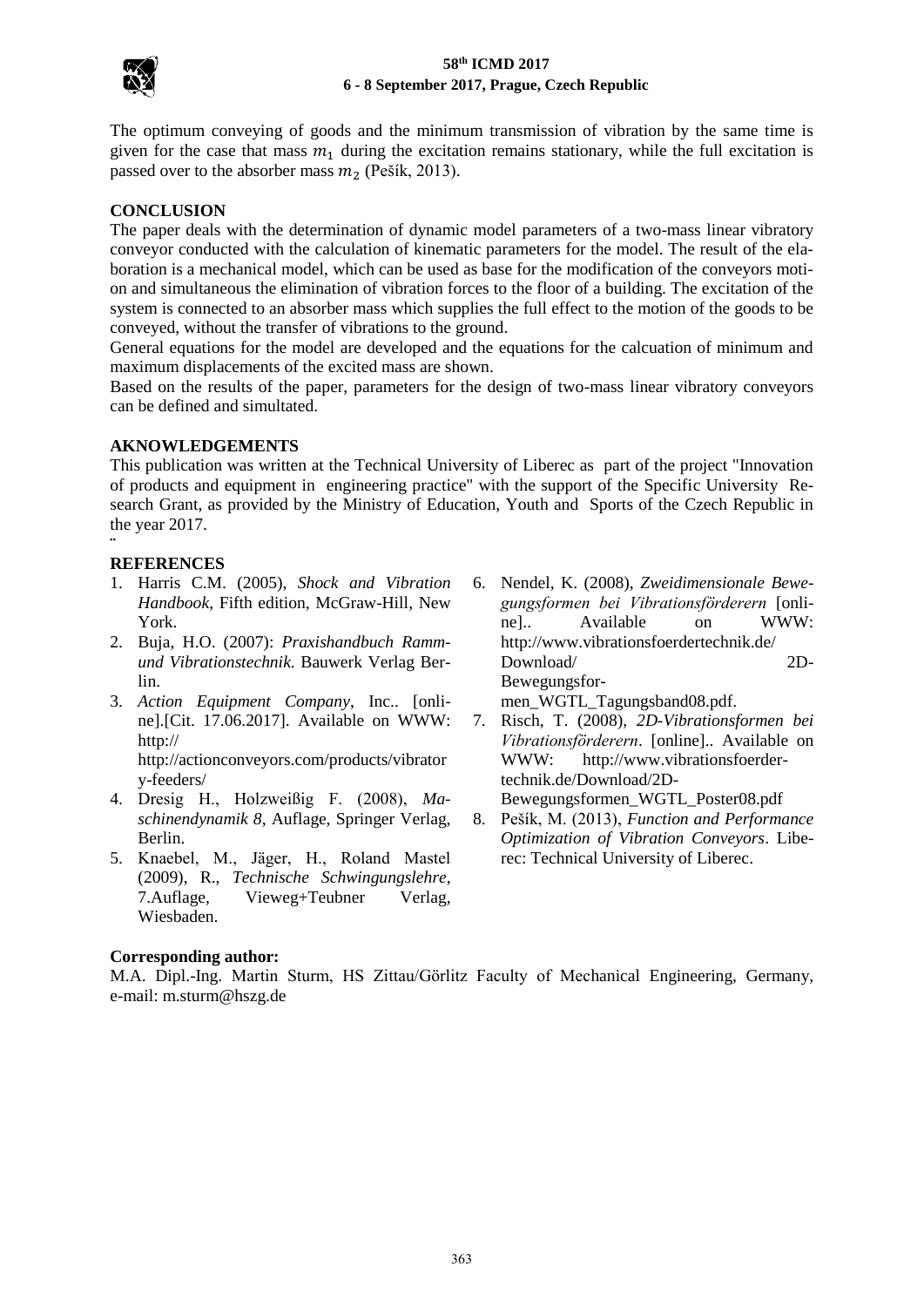The optimum conveying of goods and the minimum transmission of vibration by the same time is given for the case that mass $m_1$ during the excitation remains stationary, while the full excitation is passed over to the absorber mass $m_2$ (Pešík, 2013).

## CONCLUSION

The paper deals with the determination of dynamic model parameters of a two-mass linear vibratory conveyor conducted with the calculation of kinematic parameters for the model. The result of the elaboration is a mechanical model, which can be used as base for the modification of the conveyors motion and simultaneous the elimination of vibration forces to the floor of a building. The excitation of the system is connected to an absorber mass which supplies the full effect to the motion of the goods to be conveyed, without the transfer of vibrations to the ground.

General equations for the model are developed and the equations for the calcuation of minimum and maximum displacements of the excited mass are shown.

Based on the results of the paper, parameters for the design of two-mass linear vibratory conveyors can be defined and simultated.

## AKNOWLEDGEMENTS

This publication was written at the Technical University of Liberec as part of the project "Innovation of products and equipment in engineering practice" with the support of the Specific University Research Grant, as provided by the Ministry of Education, Youth and Sports of the Czech Republic in the year 2017.

## REFERENCES

1. Harris C.M. (2005), *Shock and Vibration Handbook*, Fifth edition, McGraw-Hill, New York.
2. Buja, H.O. (2007): *Praxishandbuch Ramm- und Vibrationstechnik*. Bauwerk Verlag Berlin.
3. *Action Equipment Company*, Inc.. [online].[Cit. 17.06.2017]. Available on WWW: http:// http://actionconveyors.com/products/vibratory-feeders/
4. Dresig H., Holzweißig F. (2008), *Maschinendynamik 8*, Auflage, Springer Verlag, Berlin.
5. Knaebel, M., Jäger, H., Roland Mastel (2009), R., *Technische Schwingungslehre*, 7.Auflage, Vieweg+Teubner Verlag, Wiesbaden.
6. Nendel, K. (2008), *Zweidimensionale Bewegungsformen bei Vibrationsförderern* [online].. Available on WWW: http://www.vibrationsfoerdertechnik.de/ Download/ 2D-Bewegungsformen_WGTL_Tagungsband08.pdf.
7. Risch, T. (2008), *2D-Vibrationsformen bei Vibrationsförderern*. [online].. Available on WWW: http://www.vibrationsfoerdertechnik.de/Download/2D-Bewegungsformen_WGTL_Poster08.pdf
8. Pešík, M. (2013), *Function and Performance Optimization of Vibration Conveyors*. Liberec: Technical University of Liberec.

**Corresponding author:**

M.A. Dipl.-Ing. Martin Sturm, HS Zittau/Görlitz Faculty of Mechanical Engineering, Germany, e-mail: m.sturm@hszg.de